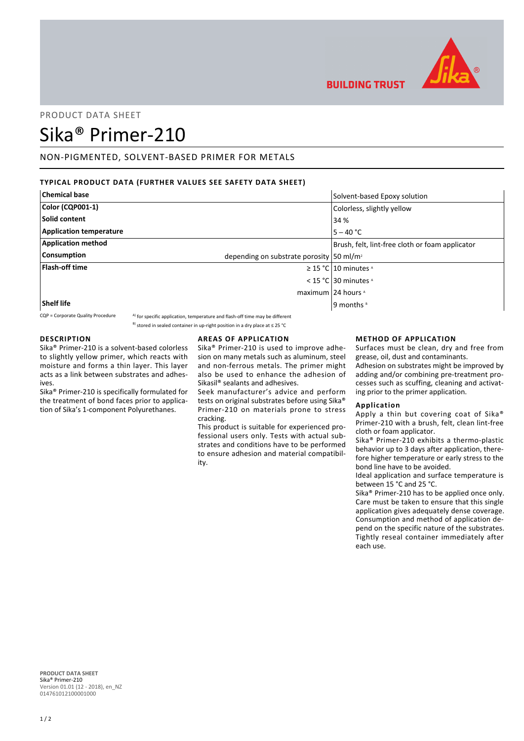PRODUCT DATA SHEET

# Sika® Primer-210

## NON-PIGMENTED, SOLVENT-BASED PRIMER FOR METALS

### TYPICAL PRODUCT DATA (FURTHER VALUES SEE SAFETY DATA SHEET)

| Property | Condition | Value |
|---|---|---|
| **Chemical base** | | Solvent-based Epoxy solution |
| **Color (CQP001-1)** | | Colorless, slightly yellow |
| **Solid content** | | 34 % |
| **Application temperature** | | 5 – 40 °C |
| **Application method** | | Brush, felt, lint-free cloth or foam applicator |
| **Consumption** | depending on substrate porosity | 50 ml/m² |
| **Flash-off time** | ≥ 15 °C | 10 minutes [A] |
| | < 15 °C | 30 minutes [A] |
| | maximum | 24 hours [A] |
| **Shelf life** | | 9 months [B] |

CQP = Corporate Quality Procedure

[A] for specific application, temperature and flash-off time may be different

[B] stored in sealed container in up-right position in a dry place at ≤ 25 °C

### DESCRIPTION

Sika® Primer-210 is a solvent-based colorless to slightly yellow primer, which reacts with moisture and forms a thin layer. This layer acts as a link between substrates and adhesives.

Sika® Primer-210 is specifically formulated for the treatment of bond faces prior to application of Sika's 1-component Polyurethanes.

### AREAS OF APPLICATION

Sika® Primer-210 is used to improve adhesion on many metals such as aluminum, steel and non-ferrous metals. The primer might also be used to enhance the adhesion of Sikasil® sealants and adhesives.

Seek manufacturer's advice and perform tests on original substrates before using Sika® Primer-210 on materials prone to stress cracking.

This product is suitable for experienced professional users only. Tests with actual substrates and conditions have to be performed to ensure adhesion and material compatibility.

### METHOD OF APPLICATION

Surfaces must be clean, dry and free from grease, oil, dust and contaminants.

Adhesion on substrates might be improved by adding and/or combining pre-treatment processes such as scuffing, cleaning and activating prior to the primer application.

#### Application

Apply a thin but covering coat of Sika® Primer-210 with a brush, felt, clean lint-free cloth or foam applicator.

Sika® Primer-210 exhibits a thermo-plastic behavior up to 3 days after application, therefore higher temperature or early stress to the bond line have to be avoided.

Ideal application and surface temperature is between 15 °C and 25 °C.

Sika® Primer-210 has to be applied once only. Care must be taken to ensure that this single application gives adequately dense coverage. Consumption and method of application depend on the specific nature of the substrates. Tightly reseal container immediately after each use.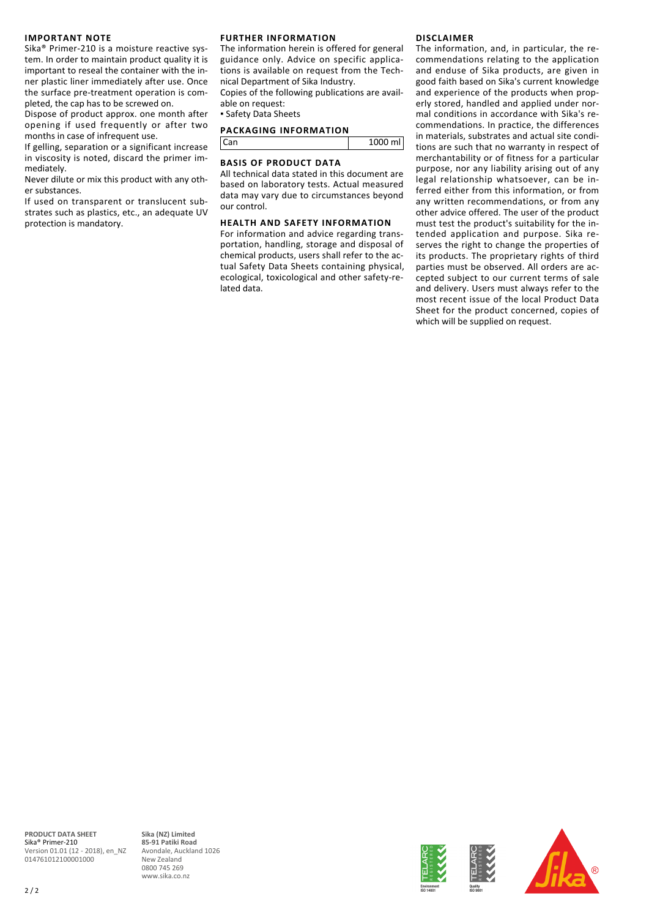## IMPORTANT NOTE

Sika® Primer-210 is a moisture reactive system. In order to maintain product quality it is important to reseal the container with the inner plastic liner immediately after use. Once the surface pre-treatment operation is completed, the cap has to be screwed on.

Dispose of product approx. one month after opening if used frequently or after two months in case of infrequent use.

If gelling, separation or a significant increase in viscosity is noted, discard the primer immediately.

Never dilute or mix this product with any other substances.

If used on transparent or translucent substrates such as plastics, etc., an adequate UV protection is mandatory.

## FURTHER INFORMATION

The information herein is offered for general guidance only. Advice on specific applications is available on request from the Technical Department of Sika Industry.

Copies of the following publications are available on request:

- Safety Data Sheets

## PACKAGING INFORMATION

| | |
|---|---|
| Can | 1000 ml |

## BASIS OF PRODUCT DATA

All technical data stated in this document are based on laboratory tests. Actual measured data may vary due to circumstances beyond our control.

## HEALTH AND SAFETY INFORMATION

For information and advice regarding transportation, handling, storage and disposal of chemical products, users shall refer to the actual Safety Data Sheets containing physical, ecological, toxicological and other safety-related data.

## DISCLAIMER

The information, and, in particular, the recommendations relating to the application and enduse of Sika products, are given in good faith based on Sika's current knowledge and experience of the products when properly stored, handled and applied under normal conditions in accordance with Sika's recommendations. In practice, the differences in materials, substrates and actual site conditions are such that no warranty in respect of merchantability or of fitness for a particular purpose, nor any liability arising out of any legal relationship whatsoever, can be inferred either from this information, or from any written recommendations, or from any other advice offered. The user of the product must test the product's suitability for the intended application and purpose. Sika reserves the right to change the properties of its products. The proprietary rights of third parties must be observed. All orders are accepted subject to our current terms of sale and delivery. Users must always refer to the most recent issue of the local Product Data Sheet for the product concerned, copies of which will be supplied on request.

**PRODUCT DATA SHEET**
Sika® Primer-210
Version 01.01 (12 - 2018), en_NZ
014761012100001000

**Sika (NZ) Limited**
**85-91 Patiki Road**
Avondale, Auckland 1026
New Zealand
0800 745 269
www.sika.co.nz